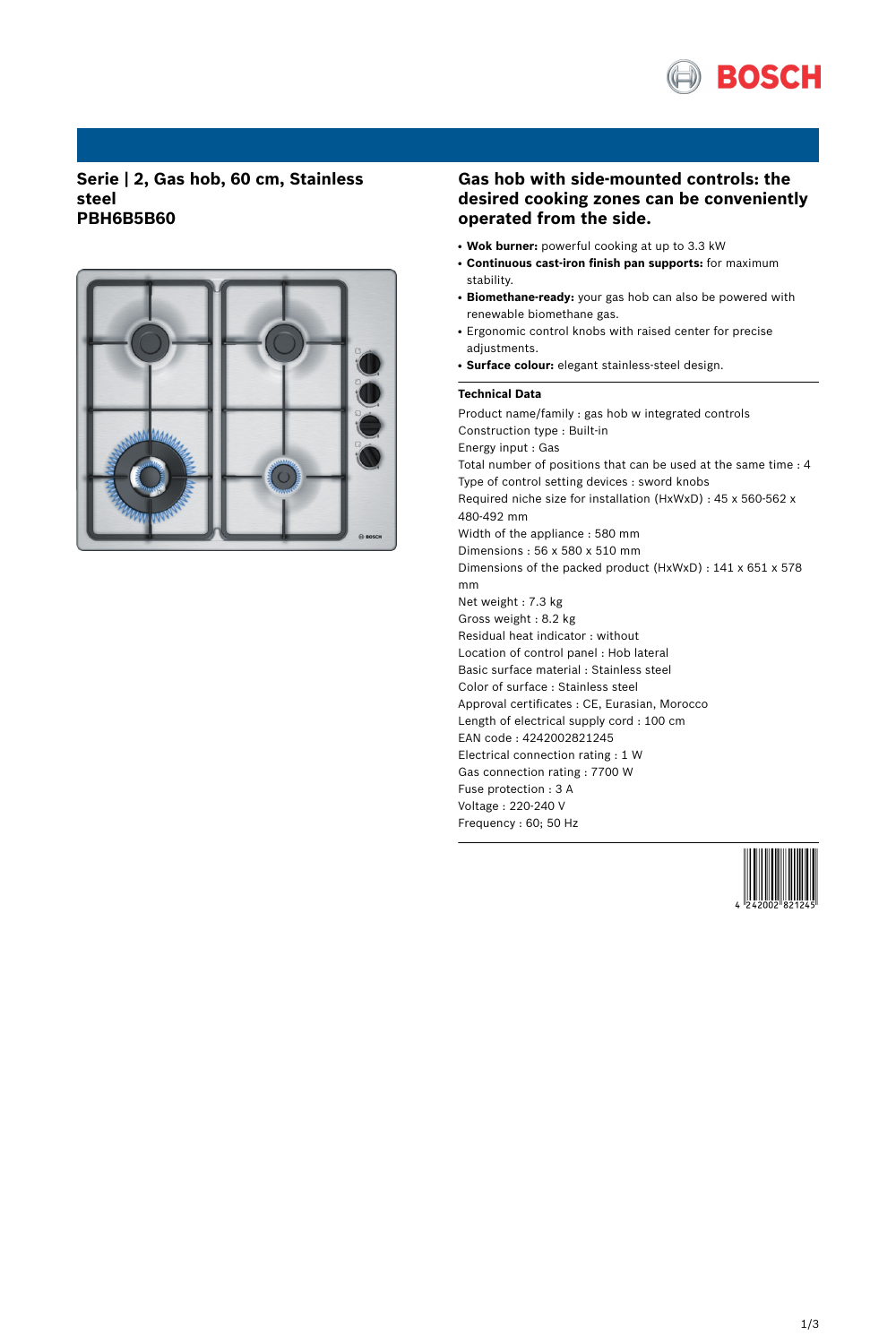**Serie | 2, Gas hob, 60 cm, Stainless steel**
**PBH6B5B60**

## Gas hob with side-mounted controls: the desired cooking zones can be conveniently operated from the side.

- **Wok burner:** powerful cooking at up to 3.3 kW
- **Continuous cast-iron finish pan supports:** for maximum stability.
- **Biomethane-ready:** your gas hob can also be powered with renewable biomethane gas.
- Ergonomic control knobs with raised center for precise adjustments.
- **Surface colour:** elegant stainless-steel design.

### Technical Data

Product name/family : gas hob w integrated controls
Construction type : Built-in
Energy input : Gas
Total number of positions that can be used at the same time : 4
Type of control setting devices : sword knobs
Required niche size for installation (HxWxD) : 45 x 560-562 x 480-492 mm
Width of the appliance : 580 mm
Dimensions : 56 x 580 x 510 mm
Dimensions of the packed product (HxWxD) : 141 x 651 x 578 mm
Net weight : 7.3 kg
Gross weight : 8.2 kg
Residual heat indicator : without
Location of control panel : Hob lateral
Basic surface material : Stainless steel
Color of surface : Stainless steel
Approval certificates : CE, Eurasian, Morocco
Length of electrical supply cord : 100 cm
EAN code : 4242002821245
Electrical connection rating : 1 W
Gas connection rating : 7700 W
Fuse protection : 3 A
Voltage : 220-240 V
Frequency : 60; 50 Hz

4 242002 821245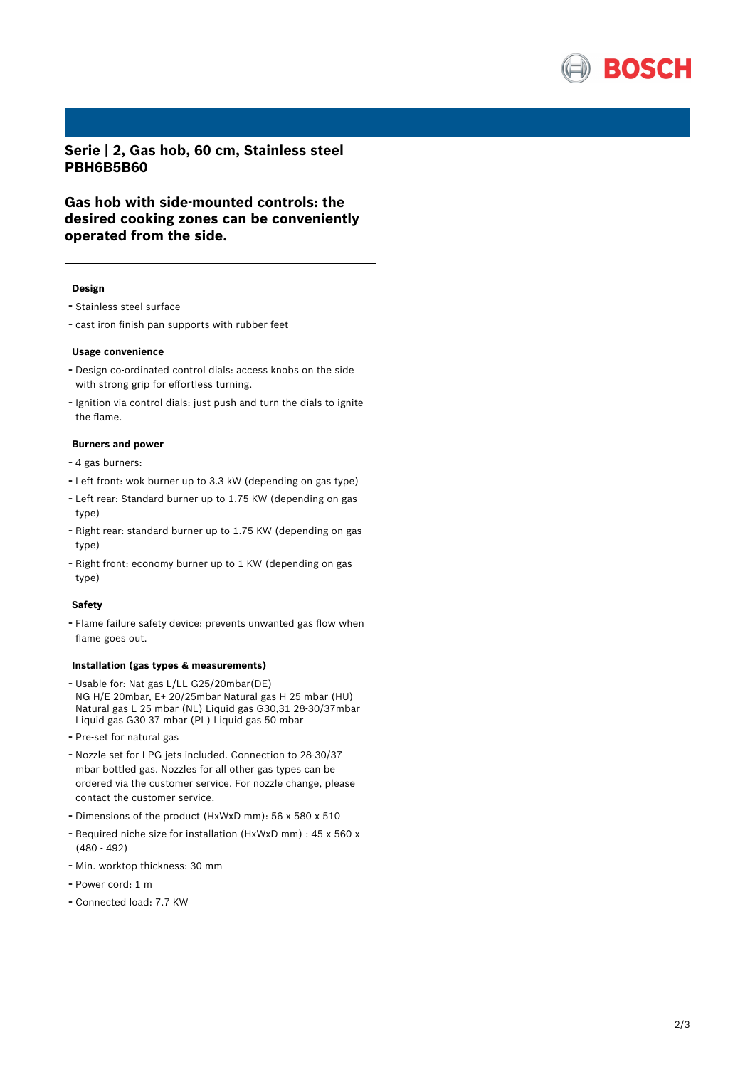# Serie | 2, Gas hob, 60 cm, Stainless steel PBH6B5B60

## Gas hob with side-mounted controls: the desired cooking zones can be conveniently operated from the side.

### Design

- Stainless steel surface
- cast iron finish pan supports with rubber feet

### Usage convenience

- Design co-ordinated control dials: access knobs on the side with strong grip for effortless turning.
- Ignition via control dials: just push and turn the dials to ignite the flame.

### Burners and power

- 4 gas burners:
- Left front: wok burner up to 3.3 kW (depending on gas type)
- Left rear: Standard burner up to 1.75 KW (depending on gas type)
- Right rear: standard burner up to 1.75 KW (depending on gas type)
- Right front: economy burner up to 1 KW (depending on gas type)

### Safety

- Flame failure safety device: prevents unwanted gas flow when flame goes out.

### Installation (gas types & measurements)

- Usable for: Nat gas L/LL G25/20mbar(DE)
  NG H/E 20mbar, E+ 20/25mbar Natural gas H 25 mbar (HU)
  Natural gas L 25 mbar (NL) Liquid gas G30,31 28-30/37mbar
  Liquid gas G30 37 mbar (PL) Liquid gas 50 mbar
- Pre-set for natural gas
- Nozzle set for LPG jets included. Connection to 28-30/37 mbar bottled gas. Nozzles for all other gas types can be ordered via the customer service. For nozzle change, please contact the customer service.
- Dimensions of the product (HxWxD mm): 56 x 580 x 510
- Required niche size for installation (HxWxD mm) : 45 x 560 x (480 - 492)
- Min. worktop thickness: 30 mm
- Power cord: 1 m
- Connected load: 7.7 KW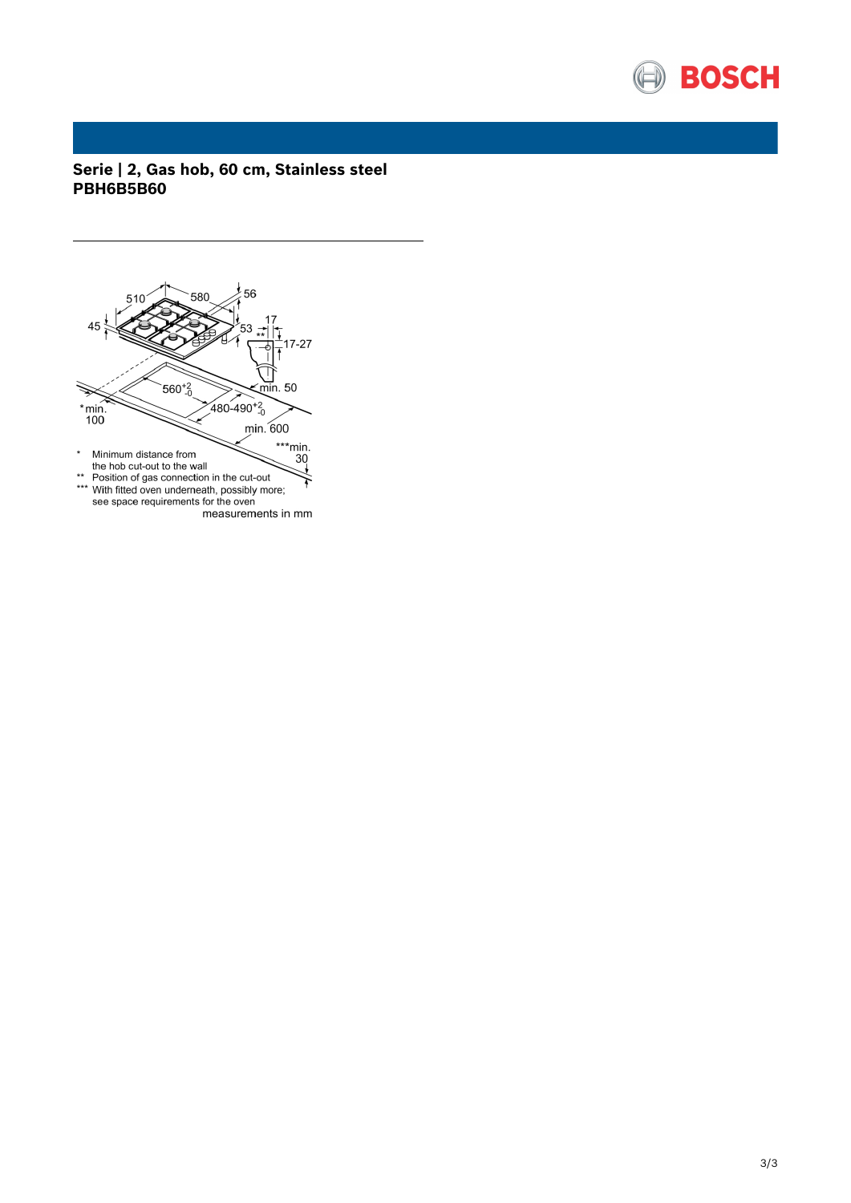**Serie | 2, Gas hob, 60 cm, Stainless steel**
**PBH6B5B60**

510
580
56
45
53
17
**
17-27
$560^{+2}_{-0}$
min. 50
* min.
100
$480\text{-}490^{+2}_{-0}$
min. 600
***min.
30

\* Minimum distance from the hob cut-out to the wall
** Position of gas connection in the cut-out
*** With fitted oven underneath, possibly more; see space requirements for the oven

measurements in mm